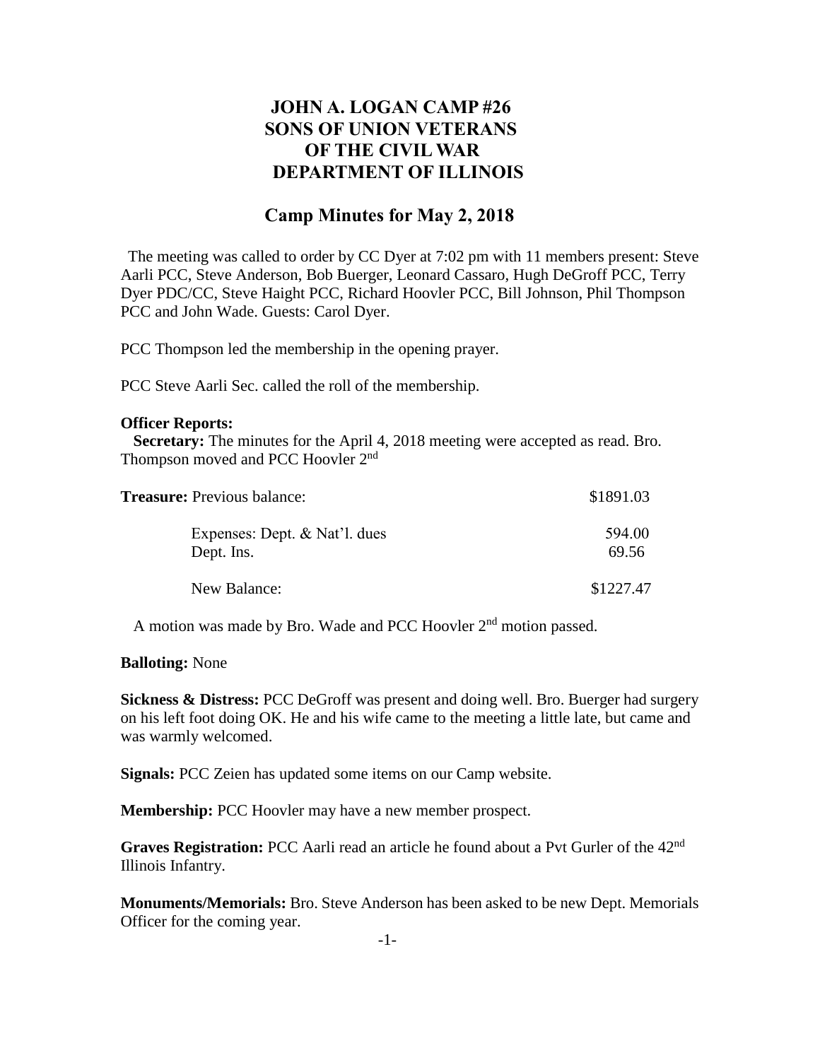# JOHN A. LOGAN CAMP #26
# SONS OF UNION VETERANS
# OF THE CIVIL WAR
# DEPARTMENT OF ILLINOIS

## Camp Minutes for May 2, 2018

The meeting was called to order by CC Dyer at 7:02 pm with 11 members present: Steve Aarli PCC, Steve Anderson, Bob Buerger, Leonard Cassaro, Hugh DeGroff PCC, Terry Dyer PDC/CC, Steve Haight PCC, Richard Hoovler PCC, Bill Johnson, Phil Thompson PCC and John Wade. Guests: Carol Dyer.

PCC Thompson led the membership in the opening prayer.

PCC Steve Aarli Sec. called the roll of the membership.

**Officer Reports:**

**Secretary:** The minutes for the April 4, 2018 meeting were accepted as read. Bro. Thompson moved and PCC Hoovler 2nd

| **Treasure:** Previous balance: | $1891.03 |
| --- | --- |
| Expenses: Dept. & Nat'l. dues | 594.00 |
| Dept. Ins. | 69.56 |
| New Balance: | $1227.47 |

A motion was made by Bro. Wade and PCC Hoovler 2nd motion passed.

**Balloting:** None

**Sickness & Distress:** PCC DeGroff was present and doing well. Bro. Buerger had surgery on his left foot doing OK. He and his wife came to the meeting a little late, but came and was warmly welcomed.

**Signals:** PCC Zeien has updated some items on our Camp website.

**Membership:** PCC Hoovler may have a new member prospect.

**Graves Registration:** PCC Aarli read an article he found about a Pvt Gurler of the 42nd Illinois Infantry.

**Monuments/Memorials:** Bro. Steve Anderson has been asked to be new Dept. Memorials Officer for the coming year.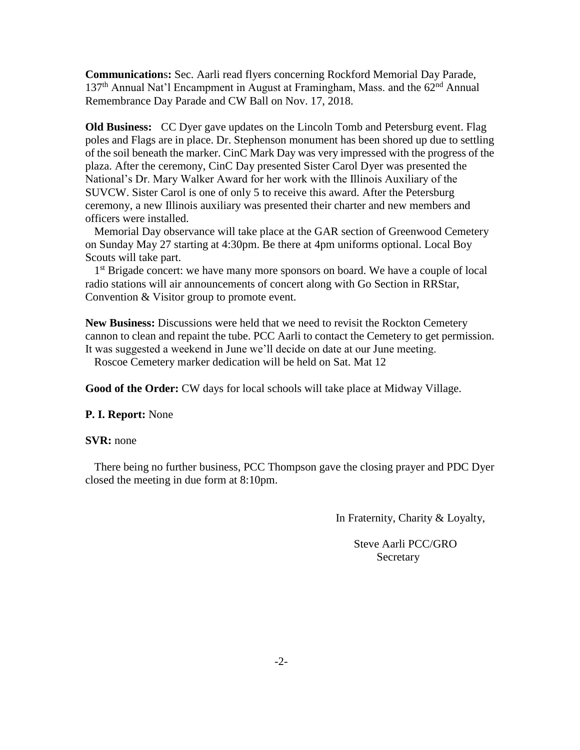**Communications:** Sec. Aarli read flyers concerning Rockford Memorial Day Parade, 137th Annual Nat'l Encampment in August at Framingham, Mass. and the 62nd Annual Remembrance Day Parade and CW Ball on Nov. 17, 2018.

**Old Business:** CC Dyer gave updates on the Lincoln Tomb and Petersburg event. Flag poles and Flags are in place. Dr. Stephenson monument has been shored up due to settling of the soil beneath the marker. CinC Mark Day was very impressed with the progress of the plaza. After the ceremony, CinC Day presented Sister Carol Dyer was presented the National's Dr. Mary Walker Award for her work with the Illinois Auxiliary of the SUVCW. Sister Carol is one of only 5 to receive this award. After the Petersburg ceremony, a new Illinois auxiliary was presented their charter and new members and officers were installed.

Memorial Day observance will take place at the GAR section of Greenwood Cemetery on Sunday May 27 starting at 4:30pm. Be there at 4pm uniforms optional. Local Boy Scouts will take part.

1st Brigade concert: we have many more sponsors on board. We have a couple of local radio stations will air announcements of concert along with Go Section in RRStar, Convention & Visitor group to promote event.

**New Business:** Discussions were held that we need to revisit the Rockton Cemetery cannon to clean and repaint the tube. PCC Aarli to contact the Cemetery to get permission. It was suggested a weekend in June we'll decide on date at our June meeting.

Roscoe Cemetery marker dedication will be held on Sat. Mat 12

**Good of the Order:** CW days for local schools will take place at Midway Village.

**P. I. Report:** None

**SVR:** none

There being no further business, PCC Thompson gave the closing prayer and PDC Dyer closed the meeting in due form at 8:10pm.

In Fraternity, Charity & Loyalty,

Steve Aarli PCC/GRO
Secretary